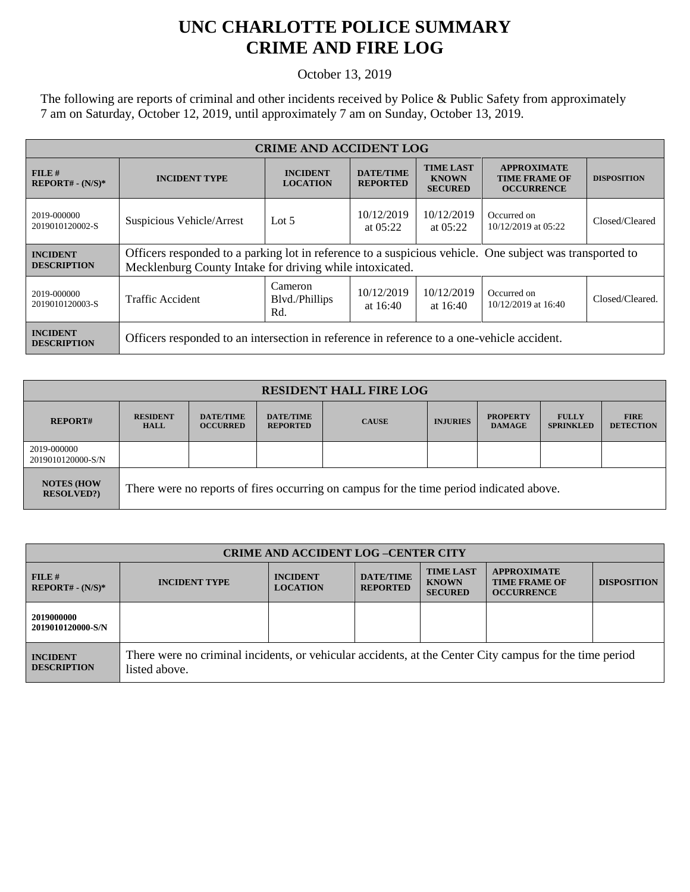# UNC CHARLOTTE POLICE SUMMARY
# CRIME AND FIRE LOG

October 13, 2019

The following are reports of criminal and other incidents received by Police & Public Safety from approximately 7 am on Saturday, October 12, 2019, until approximately 7 am on Sunday, October 13, 2019.

| CRIME AND ACCIDENT LOG | | | | | | |
|---|---|---|---|---|---|---|
| FILE # REPORT# - (N/S)* | INCIDENT TYPE | INCIDENT LOCATION | DATE/TIME REPORTED | TIME LAST KNOWN SECURED | APPROXIMATE TIME FRAME OF OCCURRENCE | DISPOSITION |
| 2019-000000 2019010120002-S | Suspicious Vehicle/Arrest | Lot 5 | 10/12/2019 at 05:22 | 10/12/2019 at 05:22 | Occurred on 10/12/2019 at 05:22 | Closed/Cleared |
| INCIDENT DESCRIPTION | Officers responded to a parking lot in reference to a suspicious vehicle. One subject was transported to Mecklenburg County Intake for driving while intoxicated. | | | | | |
| 2019-000000 2019010120003-S | Traffic Accident | Cameron Blvd./Phillips Rd. | 10/12/2019 at 16:40 | 10/12/2019 at 16:40 | Occurred on 10/12/2019 at 16:40 | Closed/Cleared. |
| INCIDENT DESCRIPTION | Officers responded to an intersection in reference in reference to a one-vehicle accident. | | | | | |

| RESIDENT HALL FIRE LOG | | | | | | | | |
|---|---|---|---|---|---|---|---|---|
| REPORT# | RESIDENT HALL | DATE/TIME OCCURRED | DATE/TIME REPORTED | CAUSE | INJURIES | PROPERTY DAMAGE | FULLY SPRINKLED | FIRE DETECTION |
| 2019-000000 2019010120000-S/N | | | | | | | | |
| NOTES (HOW RESOLVED?) | There were no reports of fires occurring on campus for the time period indicated above. | | | | | | | |

| CRIME AND ACCIDENT LOG –CENTER CITY | | | | | | |
|---|---|---|---|---|---|---|
| FILE # REPORT# - (N/S)* | INCIDENT TYPE | INCIDENT LOCATION | DATE/TIME REPORTED | TIME LAST KNOWN SECURED | APPROXIMATE TIME FRAME OF OCCURRENCE | DISPOSITION |
| **2019000000 2019010120000-S/N** | | | | | | |
| INCIDENT DESCRIPTION | There were no criminal incidents, or vehicular accidents, at the Center City campus for the time period listed above. | | | | | |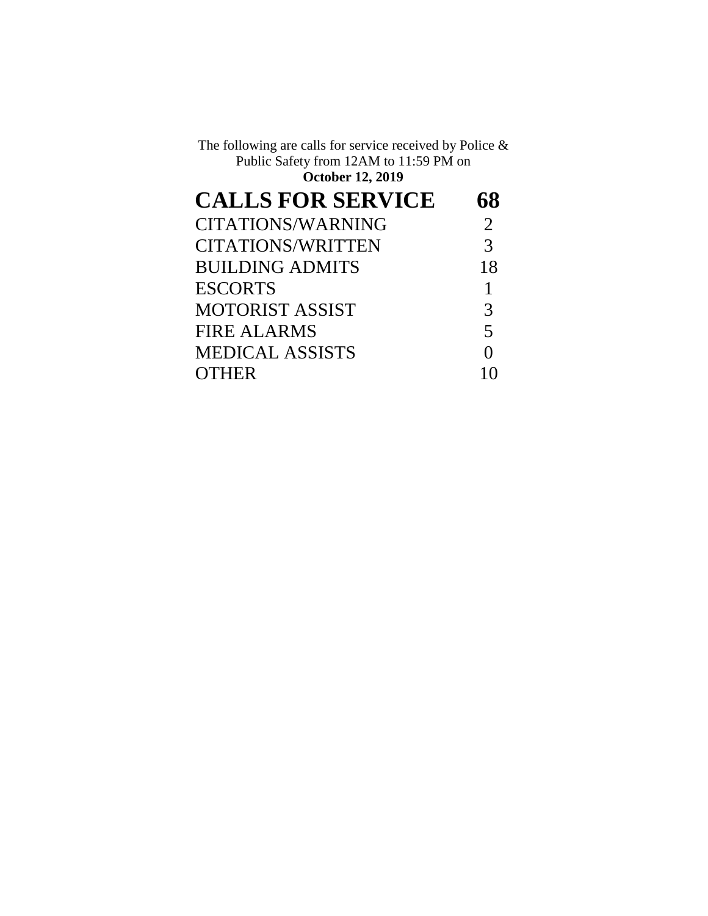The following are calls for service received by Police & Public Safety from 12AM to 11:59 PM on

**October 12, 2019**

| | |
|---|---|
| **CALLS FOR SERVICE** | **68** |
| CITATIONS/WARNING | 2 |
| CITATIONS/WRITTEN | 3 |
| BUILDING ADMITS | 18 |
| ESCORTS | 1 |
| MOTORIST ASSIST | 3 |
| FIRE ALARMS | 5 |
| MEDICAL ASSISTS | 0 |
| OTHER | 10 |